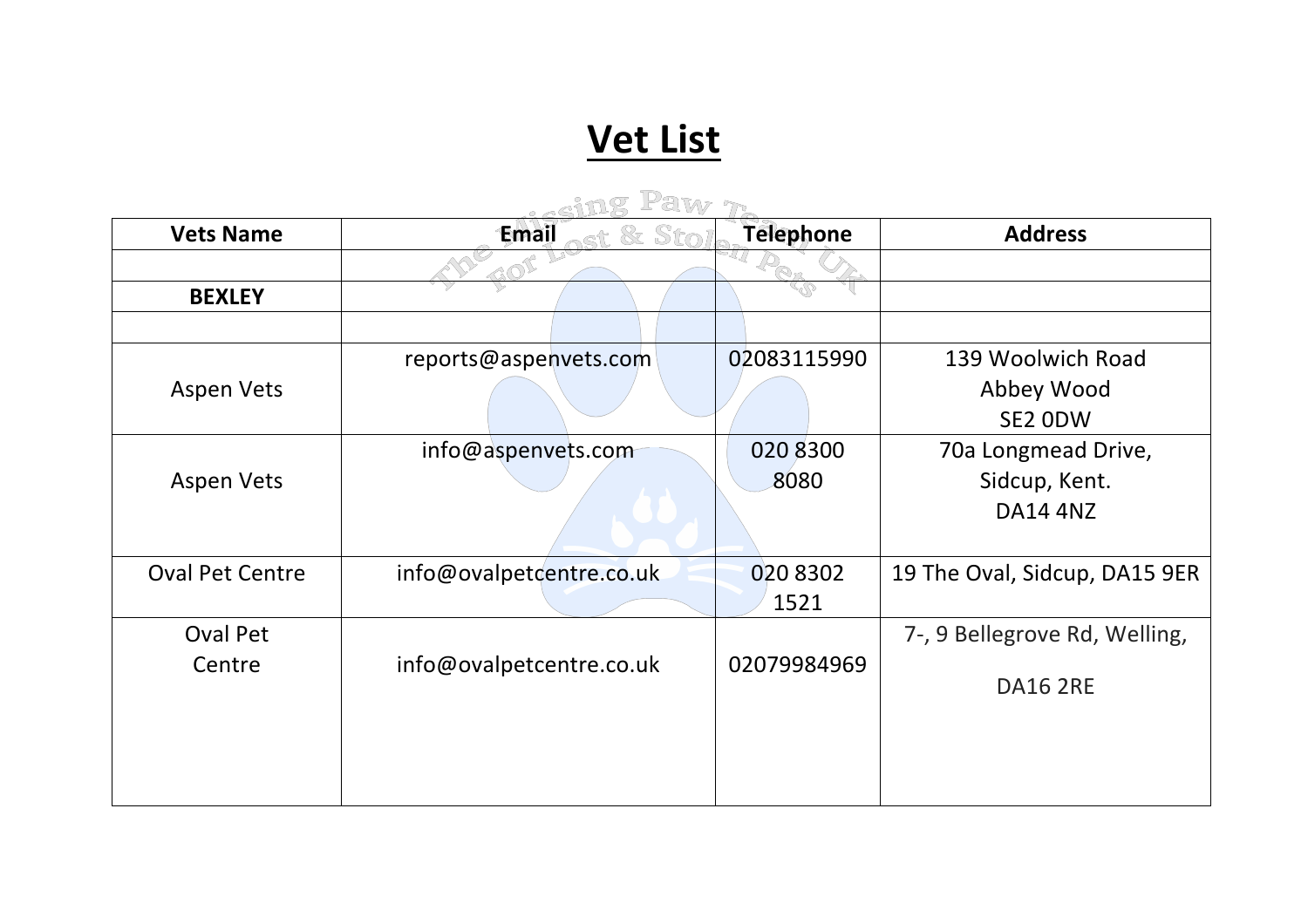# Vet List

| Vets Name | Email | Telephone | Address |
|---|---|---|---|
| | | | |
| **BEXLEY** | | | |
| | | | |
| Aspen Vets | reports@aspenvets.com | 02083115990 | 139 Woolwich Road<br>Abbey Wood<br>SE2 0DW |
| Aspen Vets | info@aspenvets.com | 020 8300 8080 | 70a Longmead Drive,<br>Sidcup, Kent.<br>DA14 4NZ |
| Oval Pet Centre | info@ovalpetcentre.co.uk | 020 8302 1521 | 19 The Oval, Sidcup, DA15 9ER |
| Oval Pet Centre | info@ovalpetcentre.co.uk | 02079984969 | 7-, 9 Bellegrove Rd, Welling,<br>DA16 2RE |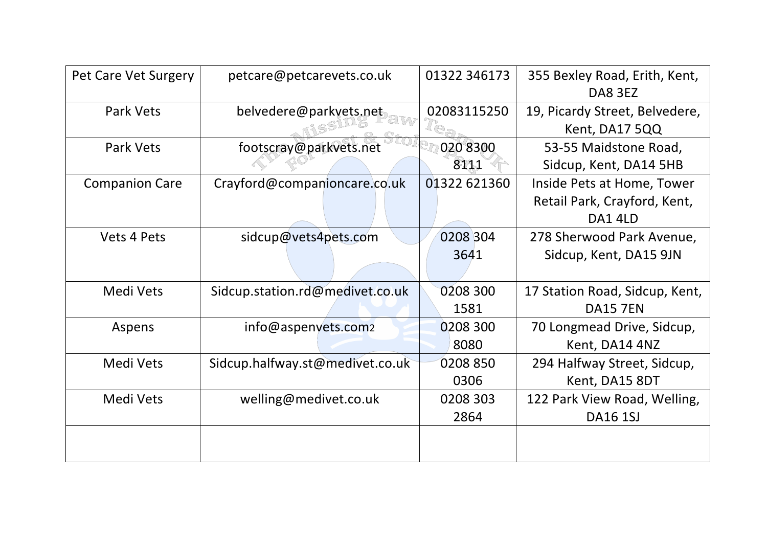| Pet Care Vet Surgery | petcare@petcarevets.co.uk | 01322 346173 | 355 Bexley Road, Erith, Kent, DA8 3EZ |
|---|---|---|---|
| Park Vets | belvedere@parkvets.net | 02083115250 | 19, Picardy Street, Belvedere, Kent, DA17 5QQ |
| Park Vets | footscray@parkvets.net | 020 8300 8111 | 53-55 Maidstone Road, Sidcup, Kent, DA14 5HB |
| Companion Care | Crayford@companioncare.co.uk | 01322 621360 | Inside Pets at Home, Tower Retail Park, Crayford, Kent, DA1 4LD |
| Vets 4 Pets | sidcup@vets4pets.com | 0208 304 3641 | 278 Sherwood Park Avenue, Sidcup, Kent, DA15 9JN |
| Medi Vets | Sidcup.station.rd@medivet.co.uk | 0208 300 1581 | 17 Station Road, Sidcup, Kent, DA15 7EN |
| Aspens | info@aspenvets.com2 | 0208 300 8080 | 70 Longmead Drive, Sidcup, Kent, DA14 4NZ |
| Medi Vets | Sidcup.halfway.st@medivet.co.uk | 0208 850 0306 | 294 Halfway Street, Sidcup, Kent, DA15 8DT |
| Medi Vets | welling@medivet.co.uk | 0208 303 2864 | 122 Park View Road, Welling, DA16 1SJ |
| | | | |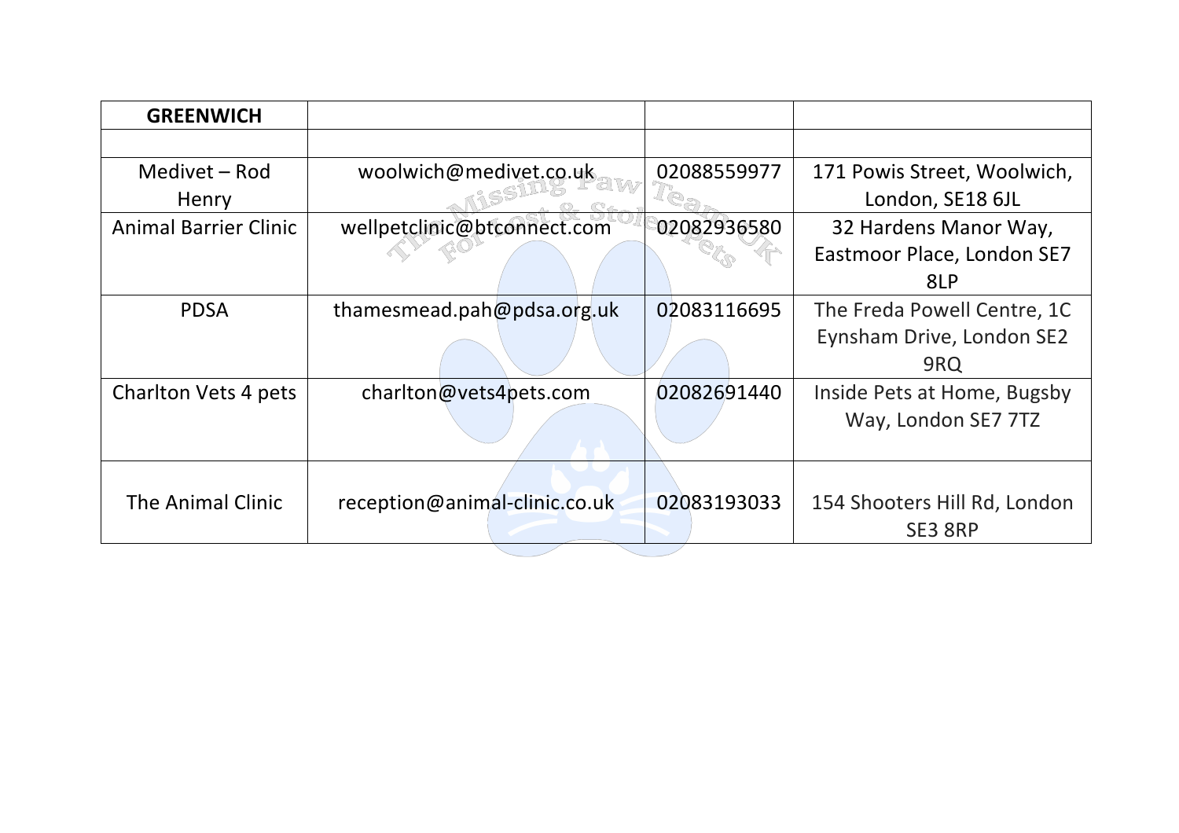| GREENWICH | | | |
|---|---|---|---|
| | | | |
| Medivet – Rod Henry | woolwich@medivet.co.uk | 02088559977 | 171 Powis Street, Woolwich, London, SE18 6JL |
| Animal Barrier Clinic | wellpetclinic@btconnect.com | 02082936580 | 32 Hardens Manor Way, Eastmoor Place, London SE7 8LP |
| PDSA | thamesmead.pah@pdsa.org.uk | 02083116695 | The Freda Powell Centre, 1C Eynsham Drive, London SE2 9RQ |
| Charlton Vets 4 pets | charlton@vets4pets.com | 02082691440 | Inside Pets at Home, Bugsby Way, London SE7 7TZ |
| The Animal Clinic | reception@animal-clinic.co.uk | 02083193033 | 154 Shooters Hill Rd, London SE3 8RP |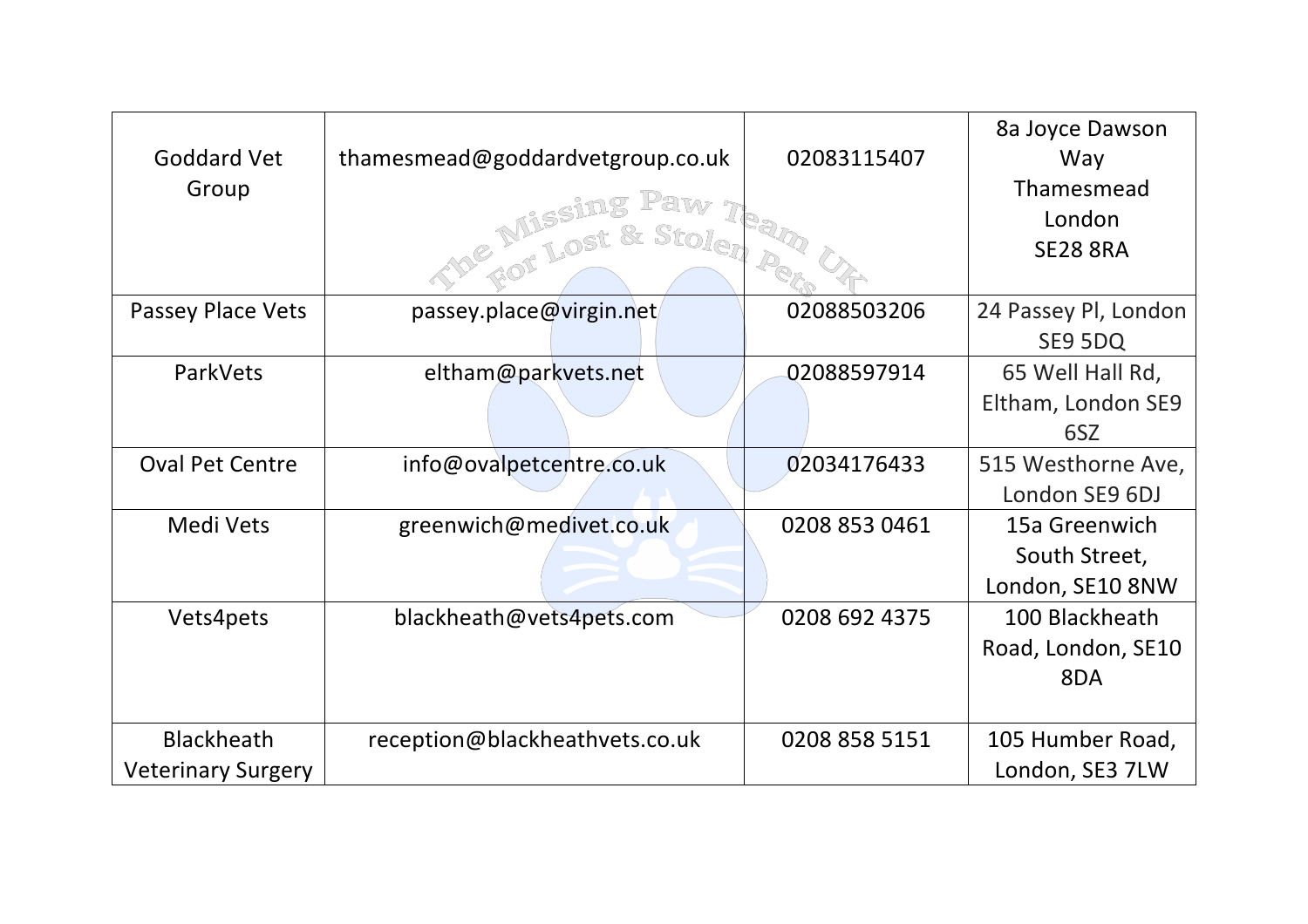| | | | |
|---|---|---|---|
| Goddard Vet Group | thamesmead@goddardvetgroup.co.uk | 02083115407 | 8a Joyce Dawson Way Thamesmead London SE28 8RA |
| Passey Place Vets | passey.place@virgin.net | 02088503206 | 24 Passey Pl, London SE9 5DQ |
| ParkVets | eltham@parkvets.net | 02088597914 | 65 Well Hall Rd, Eltham, London SE9 6SZ |
| Oval Pet Centre | info@ovalpetcentre.co.uk | 02034176433 | 515 Westhorne Ave, London SE9 6DJ |
| Medi Vets | greenwich@medivet.co.uk | 0208 853 0461 | 15a Greenwich South Street, London, SE10 8NW |
| Vets4pets | blackheath@vets4pets.com | 0208 692 4375 | 100 Blackheath Road, London, SE10 8DA |
| Blackheath Veterinary Surgery | reception@blackheathvets.co.uk | 0208 858 5151 | 105 Humber Road, London, SE3 7LW |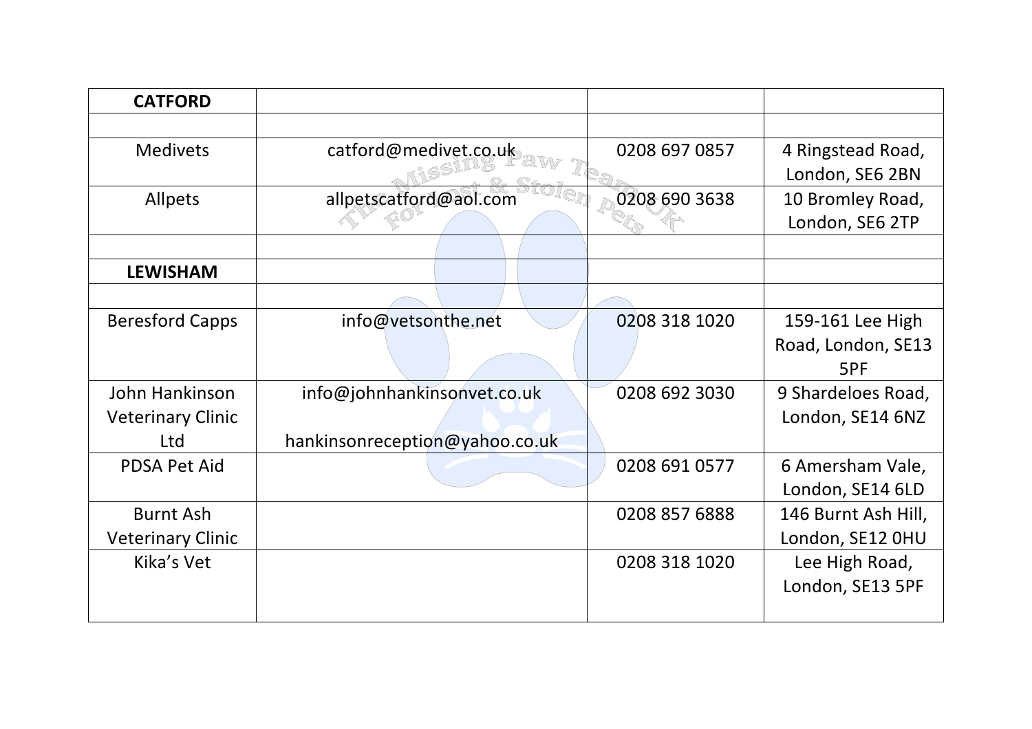| **CATFORD** | | | |
|---|---|---|---|
| | | | |
| Medivets | catford@medivet.co.uk | 0208 697 0857 | 4 Ringstead Road, London, SE6 2BN |
| Allpets | allpetscatford@aol.com | 0208 690 3638 | 10 Bromley Road, London, SE6 2TP |
| | | | |
| **LEWISHAM** | | | |
| | | | |
| Beresford Capps | info@vetsonthe.net | 0208 318 1020 | 159-161 Lee High Road, London, SE13 5PF |
| John Hankinson Veterinary Clinic Ltd | info@johnhankinsonvet.co.uk hankinsonreception@yahoo.co.uk | 0208 692 3030 | 9 Shardeloes Road, London, SE14 6NZ |
| PDSA Pet Aid | | 0208 691 0577 | 6 Amersham Vale, London, SE14 6LD |
| Burnt Ash Veterinary Clinic | | 0208 857 6888 | 146 Burnt Ash Hill, London, SE12 0HU |
| Kika's Vet | | 0208 318 1020 | Lee High Road, London, SE13 5PF |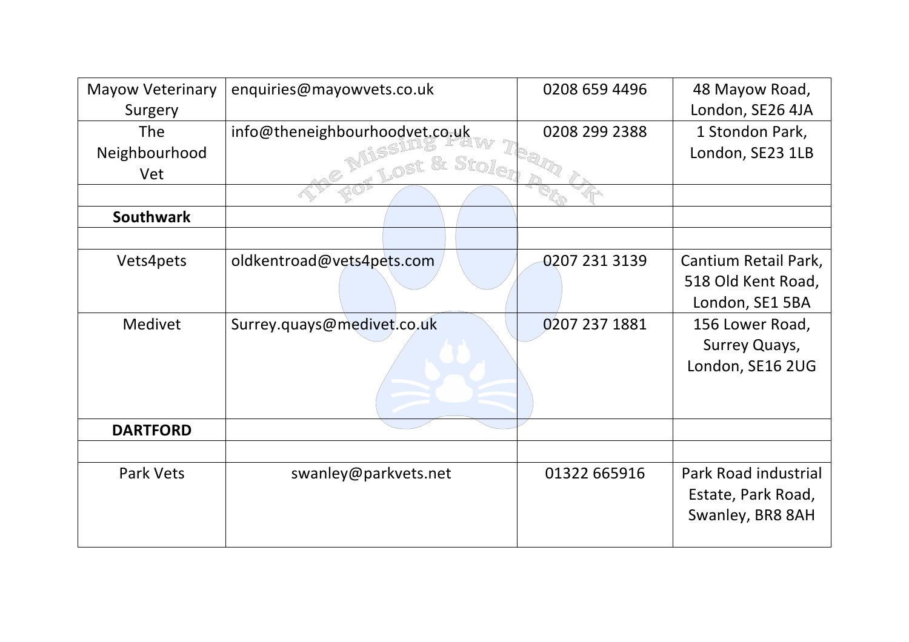| Mayow Veterinary Surgery | enquiries@mayowvets.co.uk | 0208 659 4496 | 48 Mayow Road, London, SE26 4JA |
|---|---|---|---|
| The Neighbourhood Vet | info@theneighbourhoodvet.co.uk | 0208 299 2388 | 1 Stondon Park, London, SE23 1LB |
| | | | |
| **Southwark** | | | |
| | | | |
| Vets4pets | oldkentroad@vets4pets.com | 0207 231 3139 | Cantium Retail Park, 518 Old Kent Road, London, SE1 5BA |
| Medivet | Surrey.quays@medivet.co.uk | 0207 237 1881 | 156 Lower Road, Surrey Quays, London, SE16 2UG |
| **DARTFORD** | | | |
| | | | |
| Park Vets | swanley@parkvets.net | 01322 665916 | Park Road industrial Estate, Park Road, Swanley, BR8 8AH |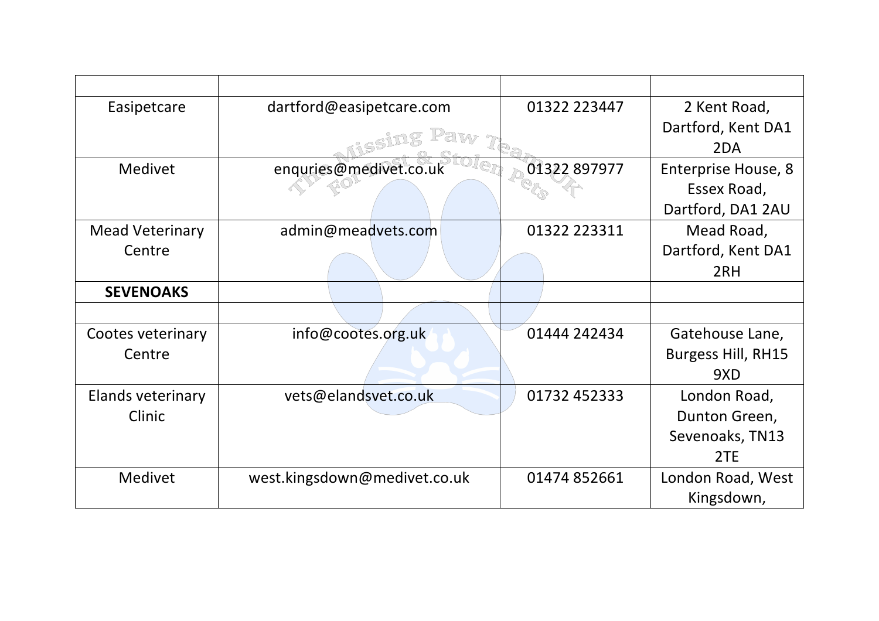| | | | |
|---|---|---|---|
| Easipetcare | dartford@easipetcare.com | 01322 223447 | 2 Kent Road, Dartford, Kent DA1 2DA |
| Medivet | enquries@medivet.co.uk | 01322 897977 | Enterprise House, 8 Essex Road, Dartford, DA1 2AU |
| Mead Veterinary Centre | admin@meadvets.com | 01322 223311 | Mead Road, Dartford, Kent DA1 2RH |
| **SEVENOAKS** | | | |
| | | | |
| Cootes veterinary Centre | info@cootes.org.uk | 01444 242434 | Gatehouse Lane, Burgess Hill, RH15 9XD |
| Elands veterinary Clinic | vets@elandsvet.co.uk | 01732 452333 | London Road, Dunton Green, Sevenoaks, TN13 2TE |
| Medivet | west.kingsdown@medivet.co.uk | 01474 852661 | London Road, West Kingsdown, |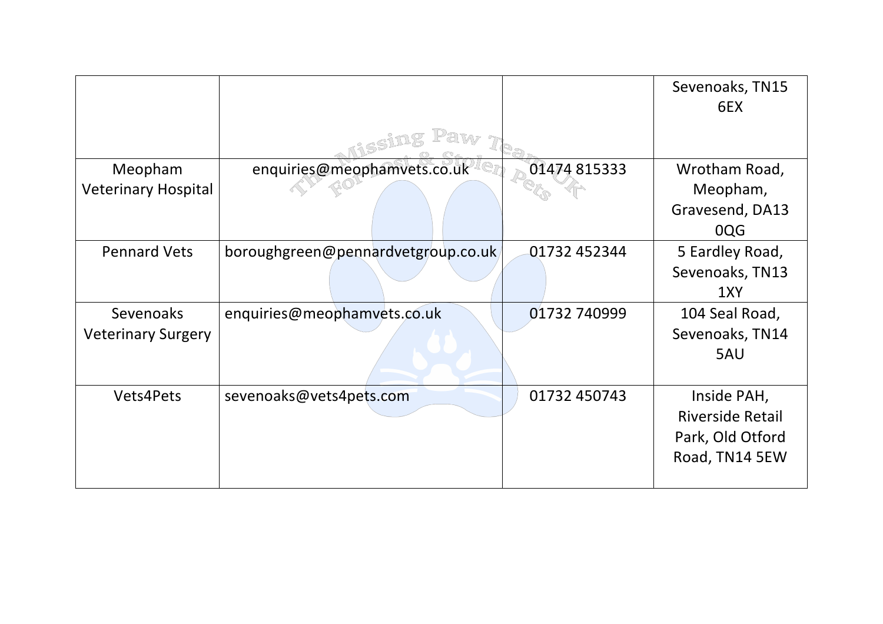| | | | |
|---|---|---|---|
| | | | Sevenoaks, TN15 6EX |
| Meopham Veterinary Hospital | enquiries@meophamvets.co.uk | 01474 815333 | Wrotham Road, Meopham, Gravesend, DA13 0QG |
| Pennard Vets | boroughgreen@pennardvetgroup.co.uk | 01732 452344 | 5 Eardley Road, Sevenoaks, TN13 1XY |
| Sevenoaks Veterinary Surgery | enquiries@meophamvets.co.uk | 01732 740999 | 104 Seal Road, Sevenoaks, TN14 5AU |
| Vets4Pets | sevenoaks@vets4pets.com | 01732 450743 | Inside PAH, Riverside Retail Park, Old Otford Road, TN14 5EW |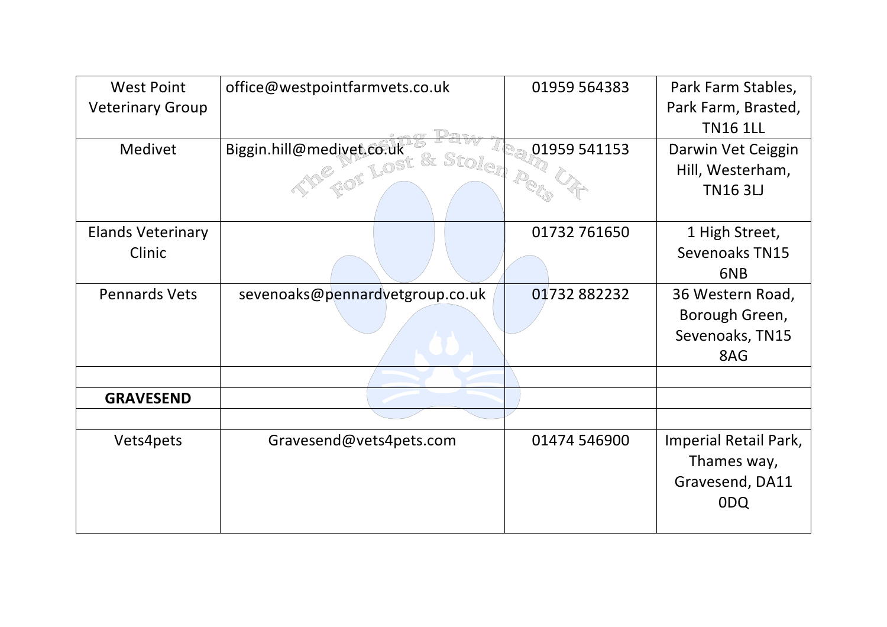| West Point Veterinary Group | office@westpointfarmvets.co.uk | 01959 564383 | Park Farm Stables, Park Farm, Brasted, TN16 1LL |
|---|---|---|---|
| Medivet | Biggin.hill@medivet.co.uk | 01959 541153 | Darwin Vet Ceiggin Hill, Westerham, TN16 3LJ |
| Elands Veterinary Clinic | | 01732 761650 | 1 High Street, Sevenoaks TN15 6NB |
| Pennards Vets | sevenoaks@pennardvetgroup.co.uk | 01732 882232 | 36 Western Road, Borough Green, Sevenoaks, TN15 8AG |
| | | | |
| **GRAVESEND** | | | |
| | | | |
| Vets4pets | Gravesend@vets4pets.com | 01474 546900 | Imperial Retail Park, Thames way, Gravesend, DA11 0DQ |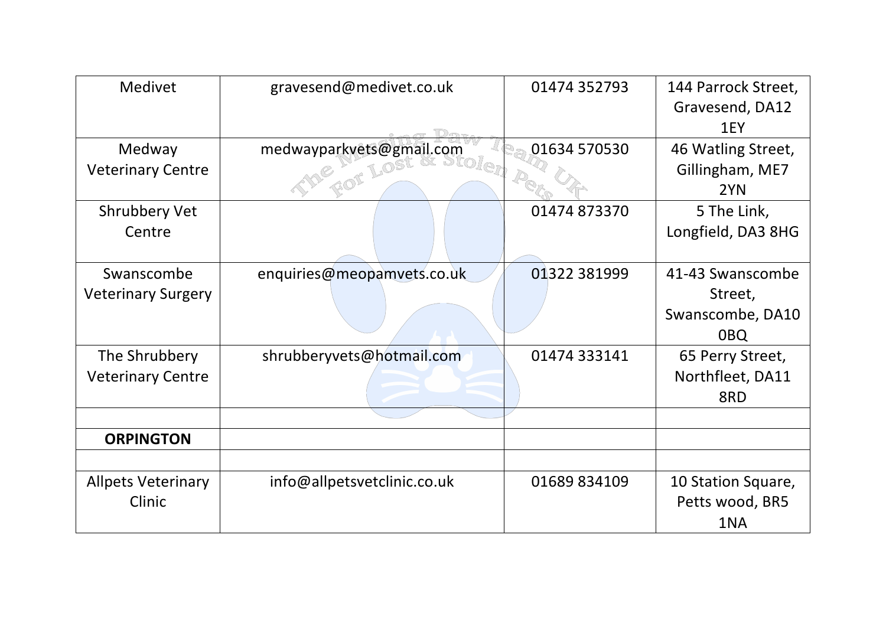| | | | |
|---|---|---|---|
| Medivet | gravesend@medivet.co.uk | 01474 352793 | 144 Parrock Street, Gravesend, DA12 1EY |
| Medway Veterinary Centre | medwayparkvets@gmail.com | 01634 570530 | 46 Watling Street, Gillingham, ME7 2YN |
| Shrubbery Vet Centre | | 01474 873370 | 5 The Link, Longfield, DA3 8HG |
| Swanscombe Veterinary Surgery | enquiries@meopamvets.co.uk | 01322 381999 | 41-43 Swanscombe Street, Swanscombe, DA10 0BQ |
| The Shrubbery Veterinary Centre | shrubberyvets@hotmail.com | 01474 333141 | 65 Perry Street, Northfleet, DA11 8RD |
| | | | |
| **ORPINGTON** | | | |
| | | | |
| Allpets Veterinary Clinic | info@allpetsvetclinic.co.uk | 01689 834109 | 10 Station Square, Petts wood, BR5 1NA |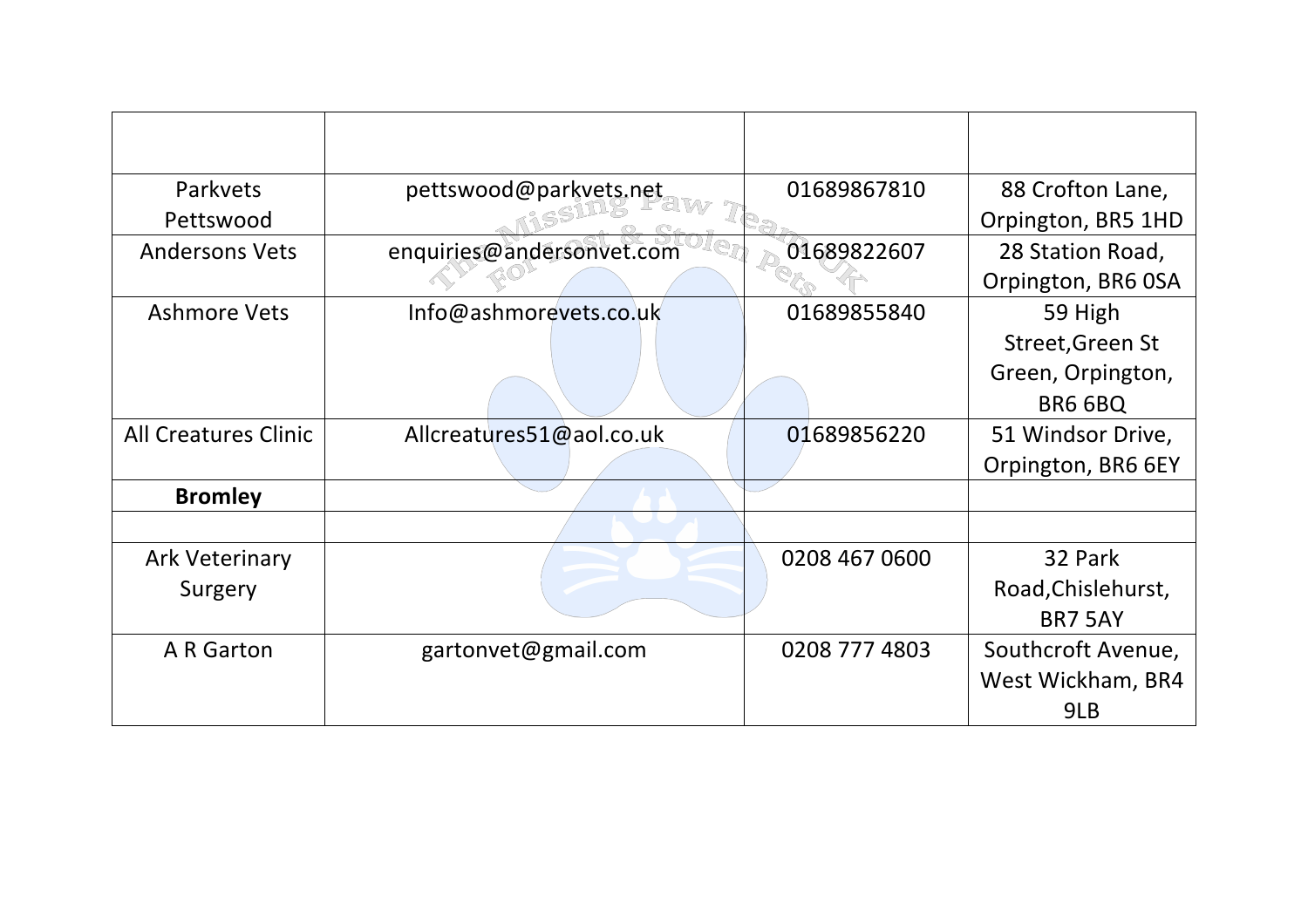| | | | |
|---|---|---|---|
| Parkvets Pettswood | pettswood@parkvets.net | 01689867810 | 88 Crofton Lane, Orpington, BR5 1HD |
| Andersons Vets | enquiries@andersonvet.com | 01689822607 | 28 Station Road, Orpington, BR6 0SA |
| Ashmore Vets | Info@ashmorevets.co.uk | 01689855840 | 59 High Street,Green St Green, Orpington, BR6 6BQ |
| All Creatures Clinic | Allcreatures51@aol.co.uk | 01689856220 | 51 Windsor Drive, Orpington, BR6 6EY |
| **Bromley** | | | |
| | | | |
| Ark Veterinary Surgery | | 0208 467 0600 | 32 Park Road,Chislehurst, BR7 5AY |
| A R Garton | gartonvet@gmail.com | 0208 777 4803 | Southcroft Avenue, West Wickham, BR4 9LB |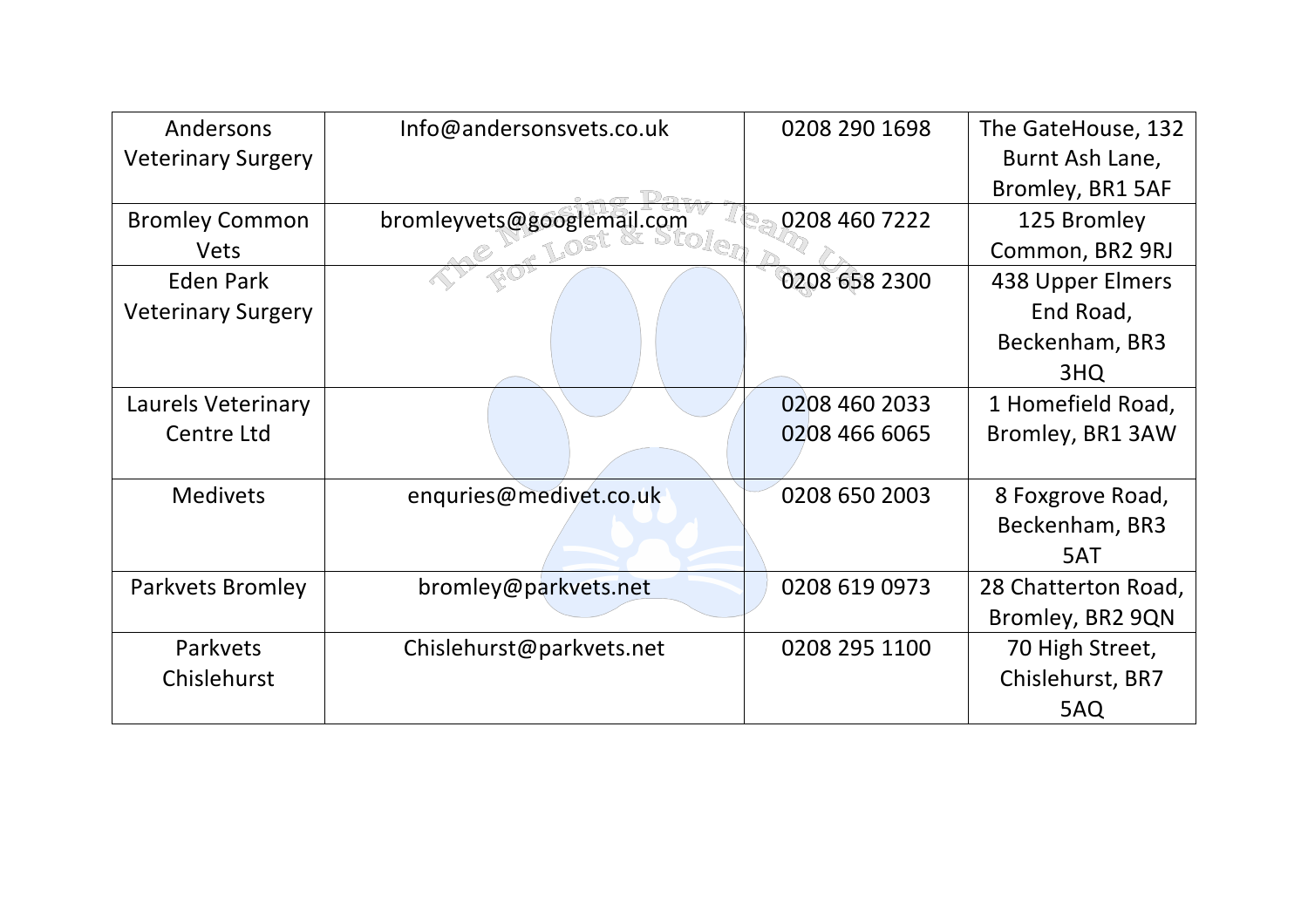| Andersons Veterinary Surgery | Info@andersonsvets.co.uk | 0208 290 1698 | The GateHouse, 132 Burnt Ash Lane, Bromley, BR1 5AF |
|---|---|---|---|
| Bromley Common Vets | bromleyvets@googlemail.com | 0208 460 7222 | 125 Bromley Common, BR2 9RJ |
| Eden Park Veterinary Surgery | | 0208 658 2300 | 438 Upper Elmers End Road, Beckenham, BR3 3HQ |
| Laurels Veterinary Centre Ltd | | 0208 460 2033 0208 466 6065 | 1 Homefield Road, Bromley, BR1 3AW |
| Medivets | enquries@medivet.co.uk | 0208 650 2003 | 8 Foxgrove Road, Beckenham, BR3 5AT |
| Parkvets Bromley | bromley@parkvets.net | 0208 619 0973 | 28 Chatterton Road, Bromley, BR2 9QN |
| Parkvets Chislehurst | Chislehurst@parkvets.net | 0208 295 1100 | 70 High Street, Chislehurst, BR7 5AQ |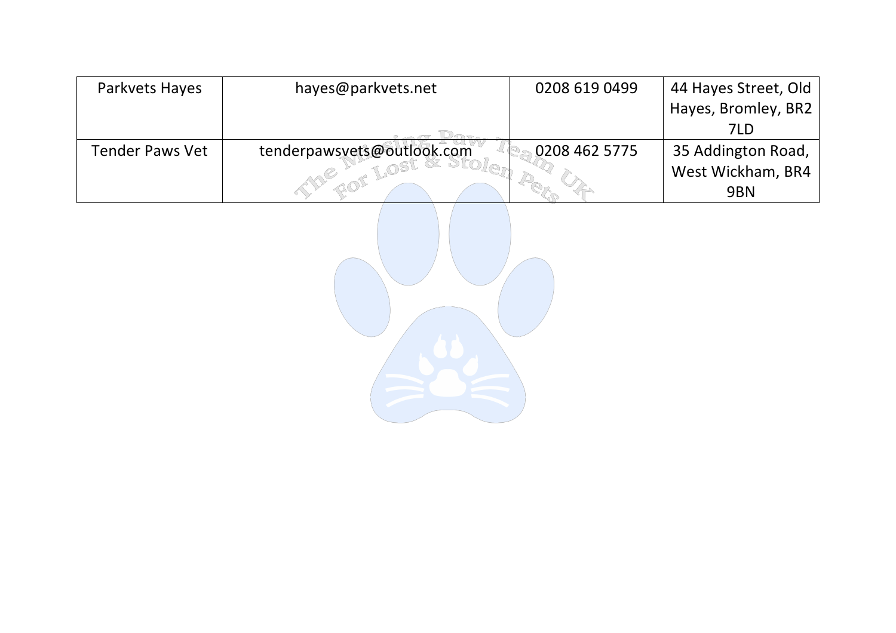| | | | |
|---|---|---|---|
| Parkvets Hayes | hayes@parkvets.net | 0208 619 0499 | 44 Hayes Street, Old Hayes, Bromley, BR2 7LD |
| Tender Paws Vet | tenderpawsvets@outlook.com | 0208 462 5775 | 35 Addington Road, West Wickham, BR4 9BN |